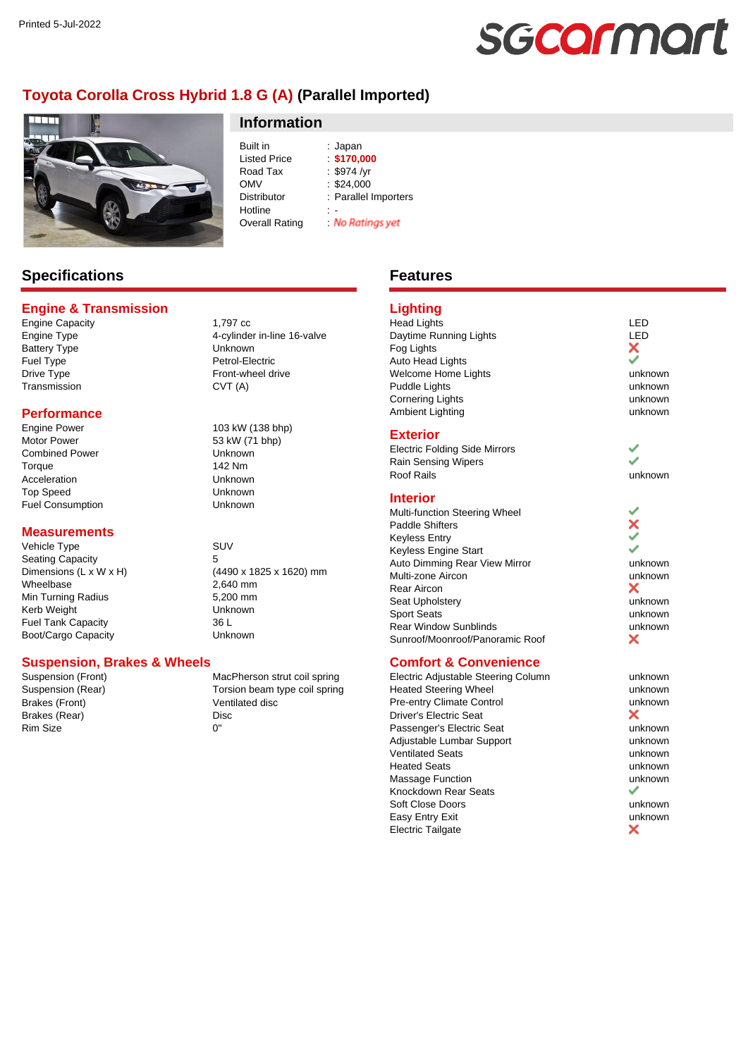Printed 5-Jul-2022

# Toyota Corolla Cross Hybrid 1.8 G (A) (Parallel Imported)

## Information

| | |
|---|---|
| Built in | : Japan |
| Listed Price | : **$170,000** |
| Road Tax | : $974 /yr |
| OMV | : $24,000 |
| Distributor | : Parallel Importers |
| Hotline | : - |
| Overall Rating | : *No Ratings yet* |

## Specifications

### Engine & Transmission

| | |
|---|---|
| Engine Capacity | 1,797 cc |
| Engine Type | 4-cylinder in-line 16-valve |
| Battery Type | Unknown |
| Fuel Type | Petrol-Electric |
| Drive Type | Front-wheel drive |
| Transmission | CVT (A) |

### Performance

| | |
|---|---|
| Engine Power | 103 kW (138 bhp) |
| Motor Power | 53 kW (71 bhp) |
| Combined Power | Unknown |
| Torque | 142 Nm |
| Acceleration | Unknown |
| Top Speed | Unknown |
| Fuel Consumption | Unknown |

### Measurements

| | |
|---|---|
| Vehicle Type | SUV |
| Seating Capacity | 5 |
| Dimensions (L x W x H) | (4490 x 1825 x 1620) mm |
| Wheelbase | 2,640 mm |
| Min Turning Radius | 5,200 mm |
| Kerb Weight | Unknown |
| Fuel Tank Capacity | 36 L |
| Boot/Cargo Capacity | Unknown |

### Suspension, Brakes & Wheels

| | |
|---|---|
| Suspension (Front) | MacPherson strut coil spring |
| Suspension (Rear) | Torsion beam type coil spring |
| Brakes (Front) | Ventilated disc |
| Brakes (Rear) | Disc |
| Rim Size | 0" |

## Features

### Lighting

| | |
|---|---|
| Head Lights | LED |
| Daytime Running Lights | LED |
| Fog Lights | ✗ |
| Auto Head Lights | ✓ |
| Welcome Home Lights | unknown |
| Puddle Lights | unknown |
| Cornering Lights | unknown |
| Ambient Lighting | unknown |

### Exterior

| | |
|---|---|
| Electric Folding Side Mirrors | ✓ |
| Rain Sensing Wipers | ✓ |
| Roof Rails | unknown |

### Interior

| | |
|---|---|
| Multi-function Steering Wheel | ✓ |
| Paddle Shifters | ✗ |
| Keyless Entry | ✓ |
| Keyless Engine Start | ✓ |
| Auto Dimming Rear View Mirror | unknown |
| Multi-zone Aircon | unknown |
| Rear Aircon | ✗ |
| Seat Upholstery | unknown |
| Sport Seats | unknown |
| Rear Window Sunblinds | unknown |
| Sunroof/Moonroof/Panoramic Roof | ✗ |

### Comfort & Convenience

| | |
|---|---|
| Electric Adjustable Steering Column | unknown |
| Heated Steering Wheel | unknown |
| Pre-entry Climate Control | unknown |
| Driver's Electric Seat | ✗ |
| Passenger's Electric Seat | unknown |
| Adjustable Lumbar Support | unknown |
| Ventilated Seats | unknown |
| Heated Seats | unknown |
| Massage Function | unknown |
| Knockdown Rear Seats | ✓ |
| Soft Close Doors | unknown |
| Easy Entry Exit | unknown |
| Electric Tailgate | ✗ |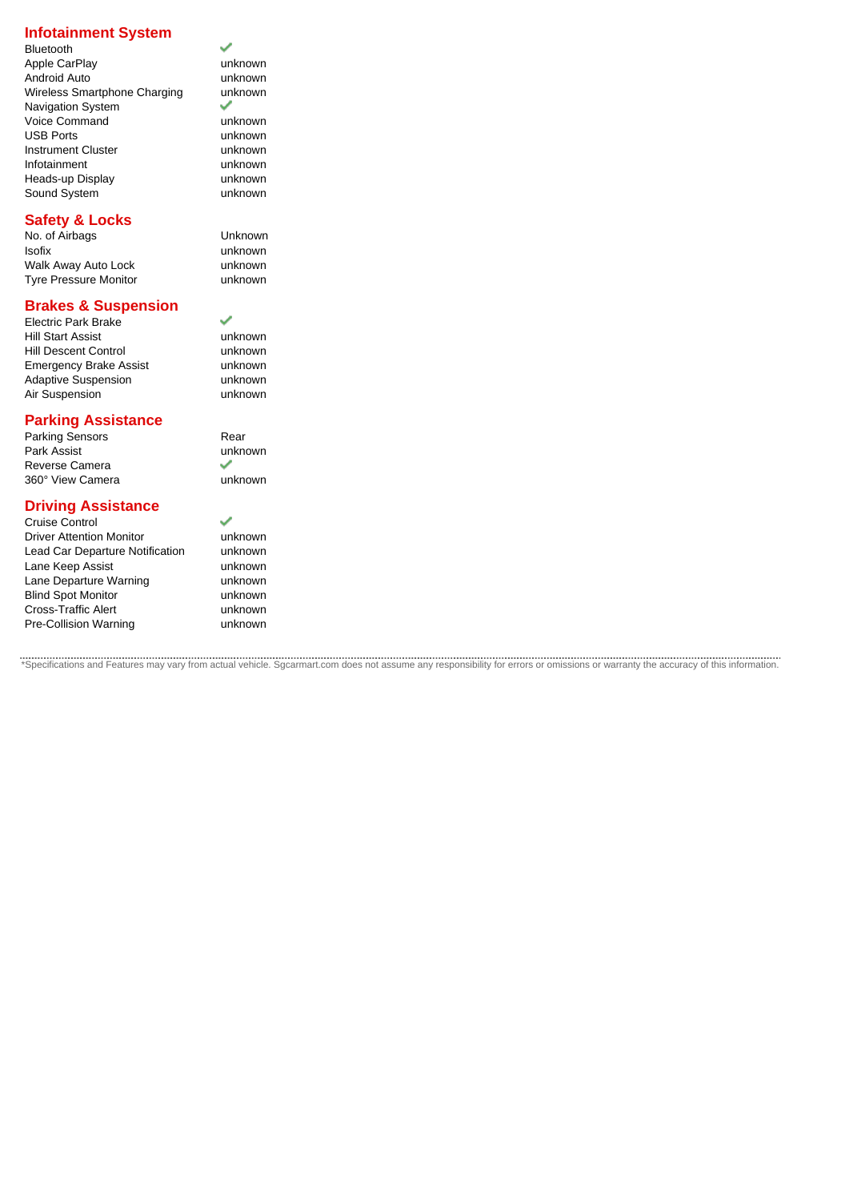## Infotainment System

| | |
|---|---|
| Bluetooth | ✓ |
| Apple CarPlay | unknown |
| Android Auto | unknown |
| Wireless Smartphone Charging | unknown |
| Navigation System | ✓ |
| Voice Command | unknown |
| USB Ports | unknown |
| Instrument Cluster | unknown |
| Infotainment | unknown |
| Heads-up Display | unknown |
| Sound System | unknown |

## Safety & Locks

| | |
|---|---|
| No. of Airbags | Unknown |
| Isofix | unknown |
| Walk Away Auto Lock | unknown |
| Tyre Pressure Monitor | unknown |

## Brakes & Suspension

| | |
|---|---|
| Electric Park Brake | ✓ |
| Hill Start Assist | unknown |
| Hill Descent Control | unknown |
| Emergency Brake Assist | unknown |
| Adaptive Suspension | unknown |
| Air Suspension | unknown |

## Parking Assistance

| | |
|---|---|
| Parking Sensors | Rear |
| Park Assist | unknown |
| Reverse Camera | ✓ |
| 360° View Camera | unknown |

## Driving Assistance

| | |
|---|---|
| Cruise Control | ✓ |
| Driver Attention Monitor | unknown |
| Lead Car Departure Notification | unknown |
| Lane Keep Assist | unknown |
| Lane Departure Warning | unknown |
| Blind Spot Monitor | unknown |
| Cross-Traffic Alert | unknown |
| Pre-Collision Warning | unknown |

*Specifications and Features may vary from actual vehicle. Sgcarmart.com does not assume any responsibility for errors or omissions or warranty the accuracy of this information.